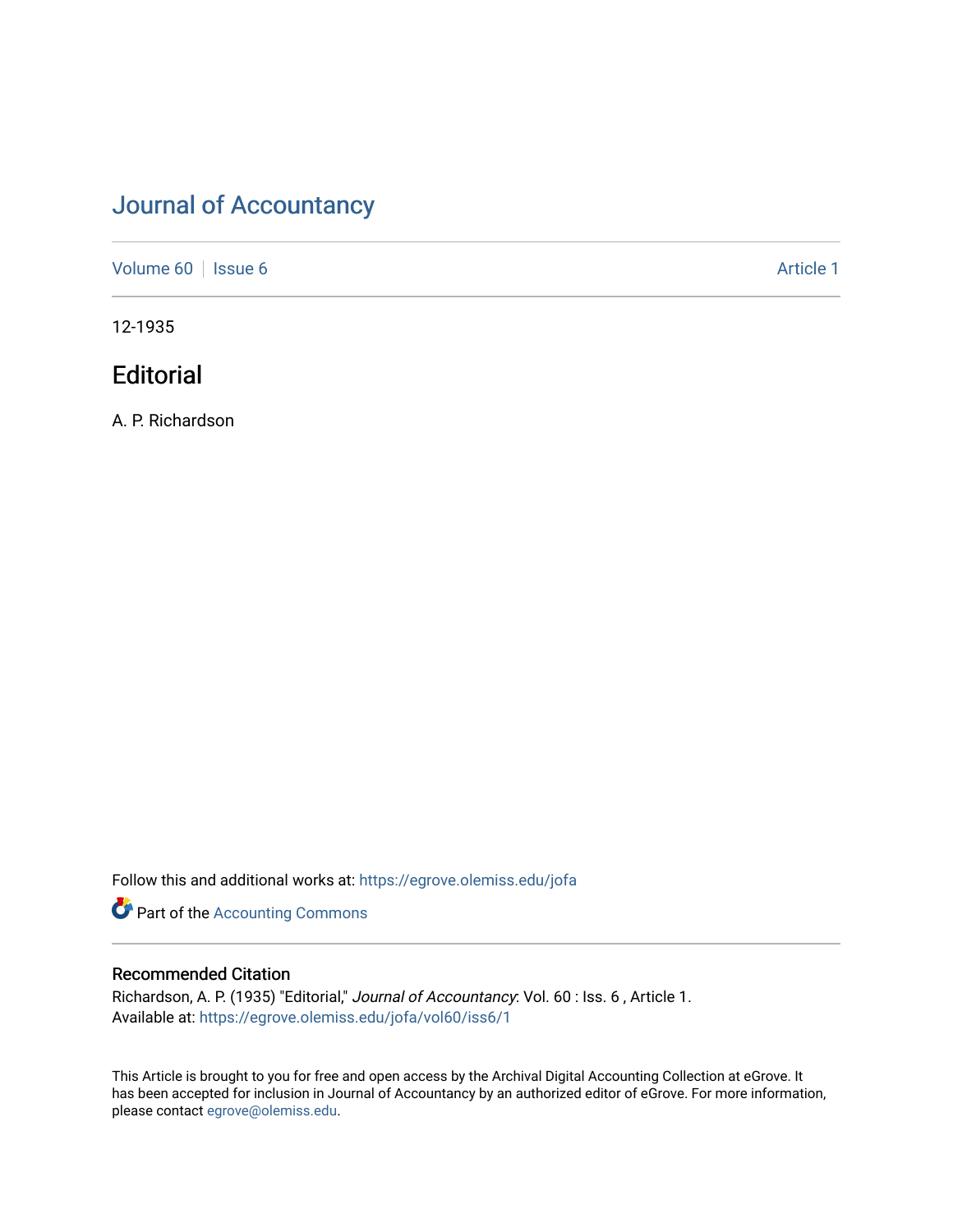# Journal of Accountancy

Volume 60 | Issue 6 | Article 1

12-1935

## Editorial

A. P. Richardson

Follow this and additional works at: https://egrove.olemiss.edu/jofa

Part of the Accounting Commons

### Recommended Citation

Richardson, A. P. (1935) "Editorial," *Journal of Accountancy*: Vol. 60 : Iss. 6 , Article 1.
Available at: https://egrove.olemiss.edu/jofa/vol60/iss6/1

This Article is brought to you for free and open access by the Archival Digital Accounting Collection at eGrove. It has been accepted for inclusion in Journal of Accountancy by an authorized editor of eGrove. For more information, please contact egrove@olemiss.edu.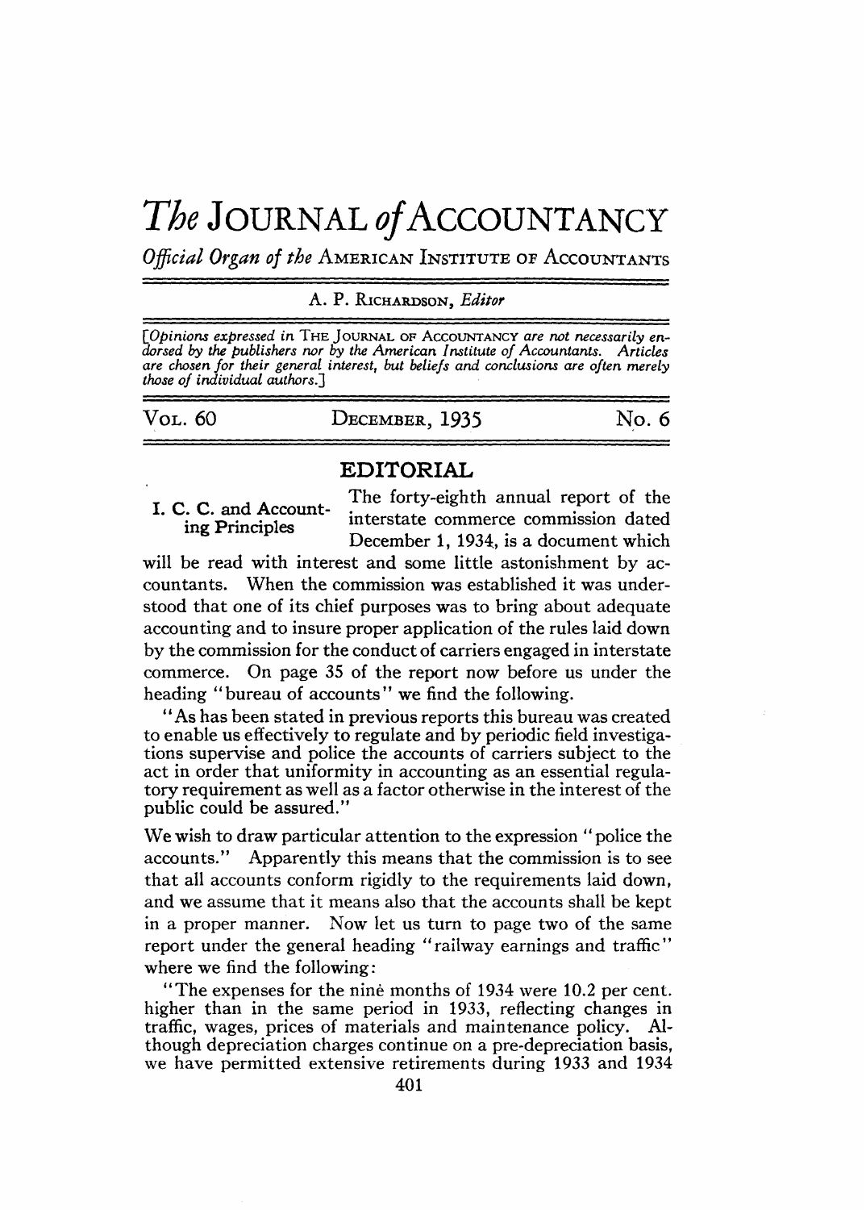# *The* JOURNAL *of* ACCOUNTANCY

*Official Organ of the* AMERICAN INSTITUTE OF ACCOUNTANTS

A. P. RICHARDSON, *Editor*

[*Opinions expressed in* THE JOURNAL OF ACCOUNTANCY *are not necessarily endorsed by the publishers nor by the American Institute of Accountants. Articles are chosen for their general interest, but beliefs and conclusions are often merely those of individual authors.*]

VOL. 60 DECEMBER, 1935 No. 6

## EDITORIAL

### I. C. C. and Accounting Principles

The forty-eighth annual report of the interstate commerce commission dated December 1, 1934, is a document which will be read with interest and some little astonishment by accountants. When the commission was established it was understood that one of its chief purposes was to bring about adequate accounting and to insure proper application of the rules laid down by the commission for the conduct of carriers engaged in interstate commerce. On page 35 of the report now before us under the heading "bureau of accounts" we find the following.

"As has been stated in previous reports this bureau was created to enable us effectively to regulate and by periodic field investigations supervise and police the accounts of carriers subject to the act in order that uniformity in accounting as an essential regulatory requirement as well as a factor otherwise in the interest of the public could be assured."

We wish to draw particular attention to the expression "police the accounts." Apparently this means that the commission is to see that all accounts conform rigidly to the requirements laid down, and we assume that it means also that the accounts shall be kept in a proper manner. Now let us turn to page two of the same report under the general heading "railway earnings and traffic" where we find the following:

"The expenses for the nine months of 1934 were 10.2 per cent. higher than in the same period in 1933, reflecting changes in traffic, wages, prices of materials and maintenance policy. Although depreciation charges continue on a pre-depreciation basis, we have permitted extensive retirements during 1933 and 1934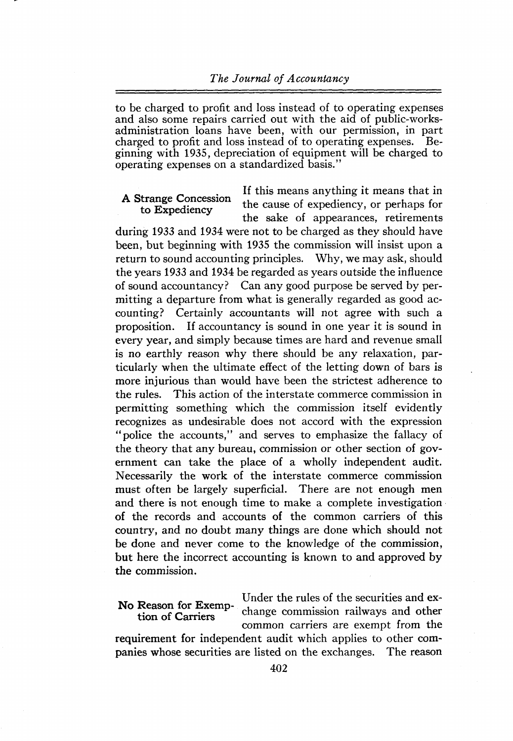to be charged to profit and loss instead of to operating expenses and also some repairs carried out with the aid of public-works-administration loans have been, with our permission, in part charged to profit and loss instead of to operating expenses. Beginning with 1935, depreciation of equipment will be charged to operating expenses on a standardized basis."

### A Strange Concession to Expediency

If this means anything it means that in the cause of expediency, or perhaps for the sake of appearances, retirements during 1933 and 1934 were not to be charged as they should have been, but beginning with 1935 the commission will insist upon a return to sound accounting principles. Why, we may ask, should the years 1933 and 1934 be regarded as years outside the influence of sound accountancy? Can any good purpose be served by permitting a departure from what is generally regarded as good accounting? Certainly accountants will not agree with such a proposition. If accountancy is sound in one year it is sound in every year, and simply because times are hard and revenue small is no earthly reason why there should be any relaxation, particularly when the ultimate effect of the letting down of bars is more injurious than would have been the strictest adherence to the rules. This action of the interstate commerce commission in permitting something which the commission itself evidently recognizes as undesirable does not accord with the expression "police the accounts," and serves to emphasize the fallacy of the theory that any bureau, commission or other section of government can take the place of a wholly independent audit. Necessarily the work of the interstate commerce commission must often be largely superficial. There are not enough men and there is not enough time to make a complete investigation of the records and accounts of the common carriers of this country, and no doubt many things are done which should not be done and never come to the knowledge of the commission, but here the incorrect accounting is known to and approved by the commission.

### No Reason for Exemption of Carriers

Under the rules of the securities and exchange commission railways and other common carriers are exempt from the requirement for independent audit which applies to other companies whose securities are listed on the exchanges. The reason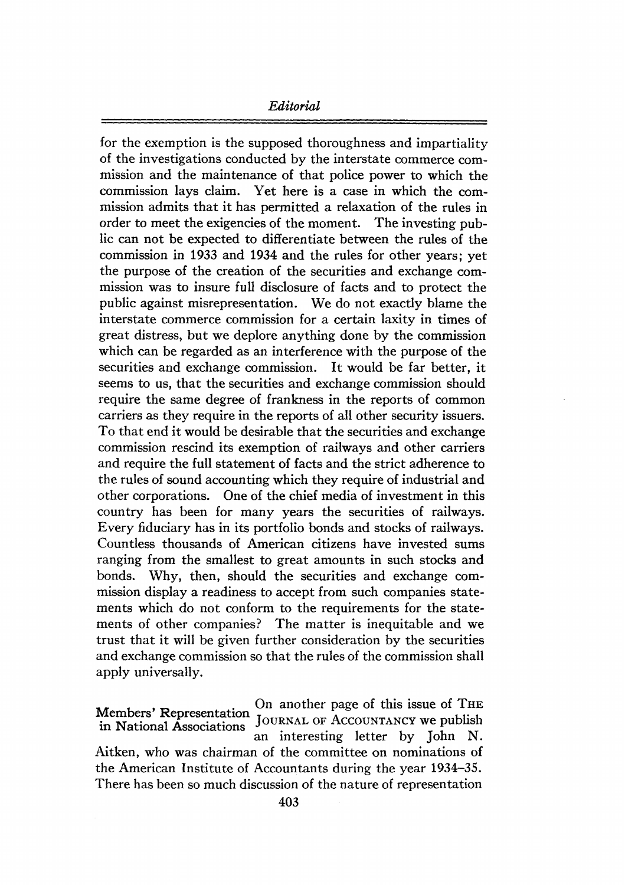for the exemption is the supposed thoroughness and impartiality of the investigations conducted by the interstate commerce commission and the maintenance of that police power to which the commission lays claim. Yet here is a case in which the commission admits that it has permitted a relaxation of the rules in order to meet the exigencies of the moment. The investing public can not be expected to differentiate between the rules of the commission in 1933 and 1934 and the rules for other years; yet the purpose of the creation of the securities and exchange commission was to insure full disclosure of facts and to protect the public against misrepresentation. We do not exactly blame the interstate commerce commission for a certain laxity in times of great distress, but we deplore anything done by the commission which can be regarded as an interference with the purpose of the securities and exchange commission. It would be far better, it seems to us, that the securities and exchange commission should require the same degree of frankness in the reports of common carriers as they require in the reports of all other security issuers. To that end it would be desirable that the securities and exchange commission rescind its exemption of railways and other carriers and require the full statement of facts and the strict adherence to the rules of sound accounting which they require of industrial and other corporations. One of the chief media of investment in this country has been for many years the securities of railways. Every fiduciary has in its portfolio bonds and stocks of railways. Countless thousands of American citizens have invested sums ranging from the smallest to great amounts in such stocks and bonds. Why, then, should the securities and exchange commission display a readiness to accept from such companies statements which do not conform to the requirements for the statements of other companies? The matter is inequitable and we trust that it will be given further consideration by the securities and exchange commission so that the rules of the commission shall apply universally.

**Members' Representation in National Associations** On another page of this issue of THE JOURNAL OF ACCOUNTANCY we publish an interesting letter by John N. Aitken, who was chairman of the committee on nominations of the American Institute of Accountants during the year 1934–35. There has been so much discussion of the nature of representation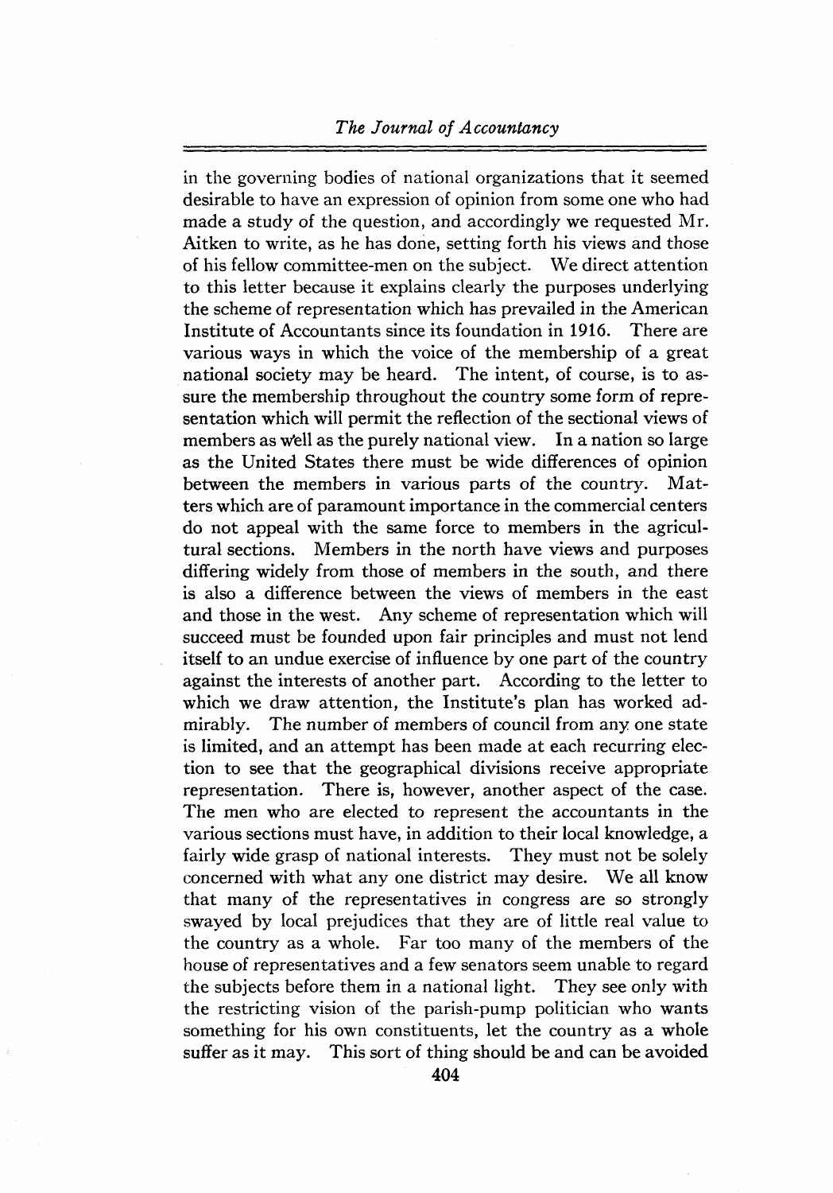in the governing bodies of national organizations that it seemed desirable to have an expression of opinion from some one who had made a study of the question, and accordingly we requested Mr. Aitken to write, as he has done, setting forth his views and those of his fellow committee-men on the subject. We direct attention to this letter because it explains clearly the purposes underlying the scheme of representation which has prevailed in the American Institute of Accountants since its foundation in 1916. There are various ways in which the voice of the membership of a great national society may be heard. The intent, of course, is to assure the membership throughout the country some form of representation which will permit the reflection of the sectional views of members as well as the purely national view. In a nation so large as the United States there must be wide differences of opinion between the members in various parts of the country. Matters which are of paramount importance in the commercial centers do not appeal with the same force to members in the agricultural sections. Members in the north have views and purposes differing widely from those of members in the south, and there is also a difference between the views of members in the east and those in the west. Any scheme of representation which will succeed must be founded upon fair principles and must not lend itself to an undue exercise of influence by one part of the country against the interests of another part. According to the letter to which we draw attention, the Institute's plan has worked admirably. The number of members of council from any one state is limited, and an attempt has been made at each recurring election to see that the geographical divisions receive appropriate representation. There is, however, another aspect of the case. The men who are elected to represent the accountants in the various sections must have, in addition to their local knowledge, a fairly wide grasp of national interests. They must not be solely concerned with what any one district may desire. We all know that many of the representatives in congress are so strongly swayed by local prejudices that they are of little real value to the country as a whole. Far too many of the members of the house of representatives and a few senators seem unable to regard the subjects before them in a national light. They see only with the restricting vision of the parish-pump politician who wants something for his own constituents, let the country as a whole suffer as it may. This sort of thing should be and can be avoided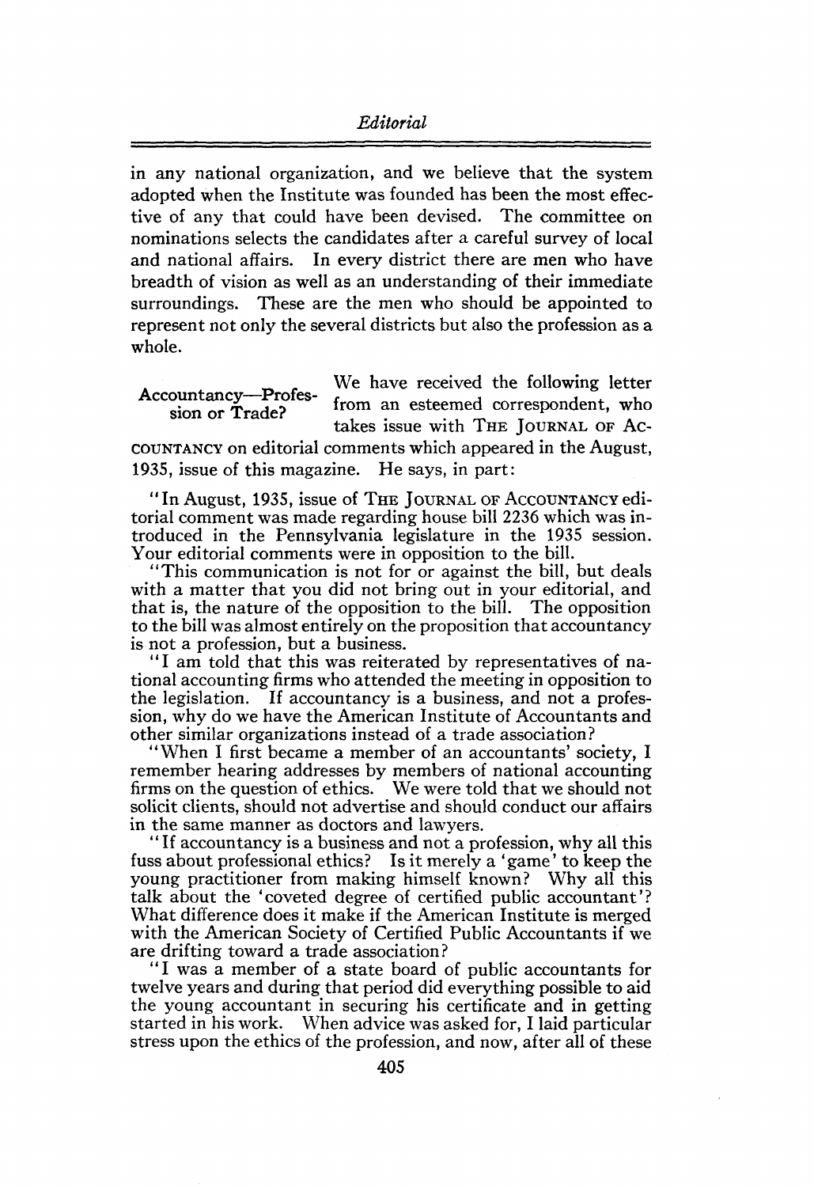in any national organization, and we believe that the system adopted when the Institute was founded has been the most effective of any that could have been devised. The committee on nominations selects the candidates after a careful survey of local and national affairs. In every district there are men who have breadth of vision as well as an understanding of their immediate surroundings. These are the men who should be appointed to represent not only the several districts but also the profession as a whole.

**Accountancy—Profession or Trade?** We have received the following letter from an esteemed correspondent, who takes issue with THE JOURNAL OF ACCOUNTANCY on editorial comments which appeared in the August, 1935, issue of this magazine. He says, in part:

"In August, 1935, issue of THE JOURNAL OF ACCOUNTANCY editorial comment was made regarding house bill 2236 which was introduced in the Pennsylvania legislature in the 1935 session. Your editorial comments were in opposition to the bill.

"This communication is not for or against the bill, but deals with a matter that you did not bring out in your editorial, and that is, the nature of the opposition to the bill. The opposition to the bill was almost entirely on the proposition that accountancy is not a profession, but a business.

"I am told that this was reiterated by representatives of national accounting firms who attended the meeting in opposition to the legislation. If accountancy is a business, and not a profession, why do we have the American Institute of Accountants and other similar organizations instead of a trade association?

"When I first became a member of an accountants' society, I remember hearing addresses by members of national accounting firms on the question of ethics. We were told that we should not solicit clients, should not advertise and should conduct our affairs in the same manner as doctors and lawyers.

"If accountancy is a business and not a profession, why all this fuss about professional ethics? Is it merely a 'game' to keep the young practitioner from making himself known? Why all this talk about the 'coveted degree of certified public accountant'? What difference does it make if the American Institute is merged with the American Society of Certified Public Accountants if we are drifting toward a trade association?

"I was a member of a state board of public accountants for twelve years and during that period did everything possible to aid the young accountant in securing his certificate and in getting started in his work. When advice was asked for, I laid particular stress upon the ethics of the profession, and now, after all of these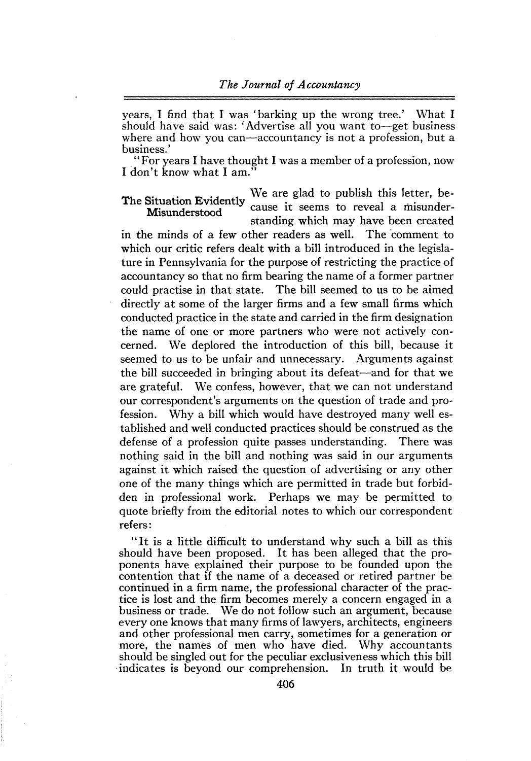years, I find that I was 'barking up the wrong tree.' What I should have said was: 'Advertise all you want to—get business where and how you can—accountancy is not a profession, but a business.'

"For years I have thought I was a member of a profession, now I don't know what I am."

**The Situation Evidently Misunderstood**

We are glad to publish this letter, because it seems to reveal a misunderstanding which may have been created in the minds of a few other readers as well. The comment to which our critic refers dealt with a bill introduced in the legislature in Pennsylvania for the purpose of restricting the practice of accountancy so that no firm bearing the name of a former partner could practise in that state. The bill seemed to us to be aimed directly at some of the larger firms and a few small firms which conducted practice in the state and carried in the firm designation the name of one or more partners who were not actively concerned. We deplored the introduction of this bill, because it seemed to us to be unfair and unnecessary. Arguments against the bill succeeded in bringing about its defeat—and for that we are grateful. We confess, however, that we can not understand our correspondent's arguments on the question of trade and profession. Why a bill which would have destroyed many well established and well conducted practices should be construed as the defense of a profession quite passes understanding. There was nothing said in the bill and nothing was said in our arguments against it which raised the question of advertising or any other one of the many things which are permitted in trade but forbidden in professional work. Perhaps we may be permitted to quote briefly from the editorial notes to which our correspondent refers:

"It is a little difficult to understand why such a bill as this should have been proposed. It has been alleged that the proponents have explained their purpose to be founded upon the contention that if the name of a deceased or retired partner be continued in a firm name, the professional character of the practice is lost and the firm becomes merely a concern engaged in a business or trade. We do not follow such an argument, because every one knows that many firms of lawyers, architects, engineers and other professional men carry, sometimes for a generation or more, the names of men who have died. Why accountants should be singled out for the peculiar exclusiveness which this bill indicates is beyond our comprehension. In truth it would be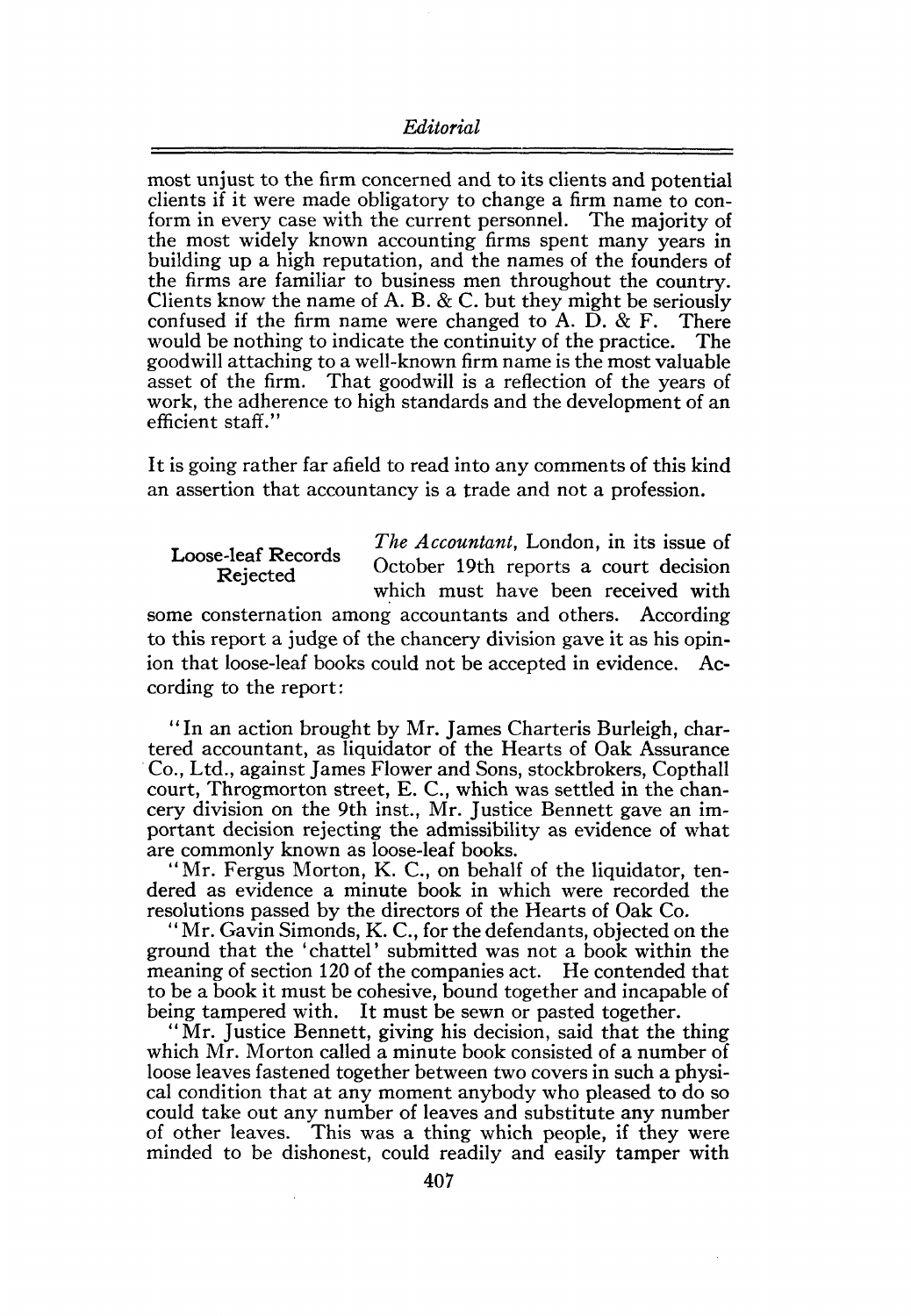most unjust to the firm concerned and to its clients and potential clients if it were made obligatory to change a firm name to conform in every case with the current personnel. The majority of the most widely known accounting firms spent many years in building up a high reputation, and the names of the founders of the firms are familiar to business men throughout the country. Clients know the name of A. B. & C. but they might be seriously confused if the firm name were changed to A. D. & F. There would be nothing to indicate the continuity of the practice. The goodwill attaching to a well-known firm name is the most valuable asset of the firm. That goodwill is a reflection of the years of work, the adherence to high standards and the development of an efficient staff."

It is going rather far afield to read into any comments of this kind an assertion that accountancy is a trade and not a profession.

**Loose-leaf Records Rejected**

*The Accountant*, London, in its issue of October 19th reports a court decision which must have been received with some consternation among accountants and others. According to this report a judge of the chancery division gave it as his opinion that loose-leaf books could not be accepted in evidence. According to the report:

"In an action brought by Mr. James Charteris Burleigh, chartered accountant, as liquidator of the Hearts of Oak Assurance Co., Ltd., against James Flower and Sons, stockbrokers, Copthall court, Throgmorton street, E. C., which was settled in the chancery division on the 9th inst., Mr. Justice Bennett gave an important decision rejecting the admissibility as evidence of what are commonly known as loose-leaf books.

"Mr. Fergus Morton, K. C., on behalf of the liquidator, tendered as evidence a minute book in which were recorded the resolutions passed by the directors of the Hearts of Oak Co.

"Mr. Gavin Simonds, K. C., for the defendants, objected on the ground that the 'chattel' submitted was not a book within the meaning of section 120 of the companies act. He contended that to be a book it must be cohesive, bound together and incapable of being tampered with. It must be sewn or pasted together.

"Mr. Justice Bennett, giving his decision, said that the thing which Mr. Morton called a minute book consisted of a number of loose leaves fastened together between two covers in such a physical condition that at any moment anybody who pleased to do so could take out any number of leaves and substitute any number of other leaves. This was a thing which people, if they were minded to be dishonest, could readily and easily tamper with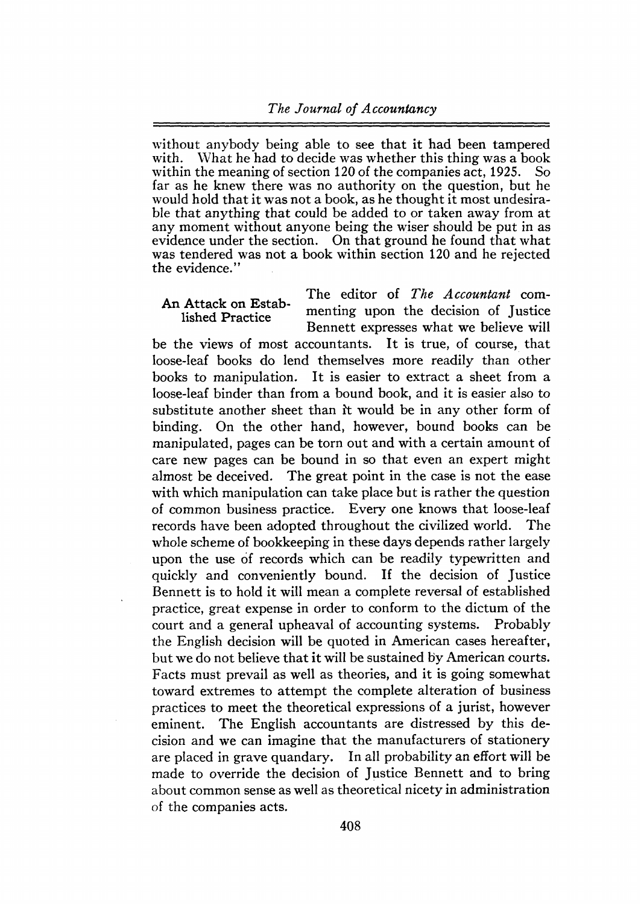without anybody being able to see that it had been tampered with. What he had to decide was whether this thing was a book within the meaning of section 120 of the companies act, 1925. So far as he knew there was no authority on the question, but he would hold that it was not a book, as he thought it most undesirable that anything that could be added to or taken away from at any moment without anyone being the wiser should be put in as evidence under the section. On that ground he found that what was tendered was not a book within section 120 and he rejected the evidence."

**An Attack on Established Practice**

The editor of *The Accountant* commenting upon the decision of Justice Bennett expresses what we believe will be the views of most accountants. It is true, of course, that loose-leaf books do lend themselves more readily than other books to manipulation. It is easier to extract a sheet from a loose-leaf binder than from a bound book, and it is easier also to substitute another sheet than it would be in any other form of binding. On the other hand, however, bound books can be manipulated, pages can be torn out and with a certain amount of care new pages can be bound in so that even an expert might almost be deceived. The great point in the case is not the ease with which manipulation can take place but is rather the question of common business practice. Every one knows that loose-leaf records have been adopted throughout the civilized world. The whole scheme of bookkeeping in these days depends rather largely upon the use of records which can be readily typewritten and quickly and conveniently bound. If the decision of Justice Bennett is to hold it will mean a complete reversal of established practice, great expense in order to conform to the dictum of the court and a general upheaval of accounting systems. Probably the English decision will be quoted in American cases hereafter, but we do not believe that it will be sustained by American courts. Facts must prevail as well as theories, and it is going somewhat toward extremes to attempt the complete alteration of business practices to meet the theoretical expressions of a jurist, however eminent. The English accountants are distressed by this decision and we can imagine that the manufacturers of stationery are placed in grave quandary. In all probability an effort will be made to override the decision of Justice Bennett and to bring about common sense as well as theoretical nicety in administration of the companies acts.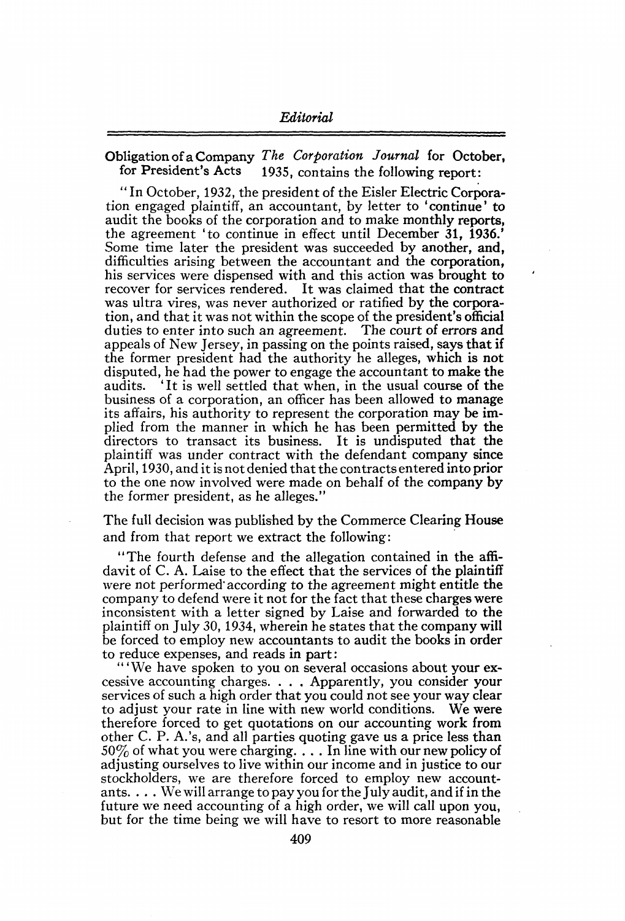**Obligation of a Company for President's Acts** *The Corporation Journal* for October, 1935, contains the following report:

"In October, 1932, the president of the Eisler Electric Corporation engaged plaintiff, an accountant, by letter to 'continue' to audit the books of the corporation and to make monthly reports, the agreement 'to continue in effect until December 31, 1936.' Some time later the president was succeeded by another, and, difficulties arising between the accountant and the corporation, his services were dispensed with and this action was brought to recover for services rendered. It was claimed that the contract was ultra vires, was never authorized or ratified by the corporation, and that it was not within the scope of the president's official duties to enter into such an agreement. The court of errors and appeals of New Jersey, in passing on the points raised, says that if the former president had the authority he alleges, which is not disputed, he had the power to engage the accountant to make the audits. 'It is well settled that when, in the usual course of the business of a corporation, an officer has been allowed to manage its affairs, his authority to represent the corporation may be implied from the manner in which he has been permitted by the directors to transact its business. It is undisputed that the plaintiff was under contract with the defendant company since April, 1930, and it is not denied that the contracts entered into prior to the one now involved were made on behalf of the company by the former president, as he alleges."

The full decision was published by the Commerce Clearing House and from that report we extract the following:

"The fourth defense and the allegation contained in the affidavit of C. A. Laise to the effect that the services of the plaintiff were not performed according to the agreement might entitle the company to defend were it not for the fact that these charges were inconsistent with a letter signed by Laise and forwarded to the plaintiff on July 30, 1934, wherein he states that the company will be forced to employ new accountants to audit the books in order to reduce expenses, and reads in part:

"'We have spoken to you on several occasions about your excessive accounting charges. . . . Apparently, you consider your services of such a high order that you could not see your way clear to adjust your rate in line with new world conditions. We were therefore forced to get quotations on our accounting work from other C. P. A.'s, and all parties quoting gave us a price less than 50% of what you were charging. . . . In line with our new policy of adjusting ourselves to live within our income and in justice to our stockholders, we are therefore forced to employ new accountants. . . . We will arrange to pay you for the July audit, and if in the future we need accounting of a high order, we will call upon you, but for the time being we will have to resort to more reasonable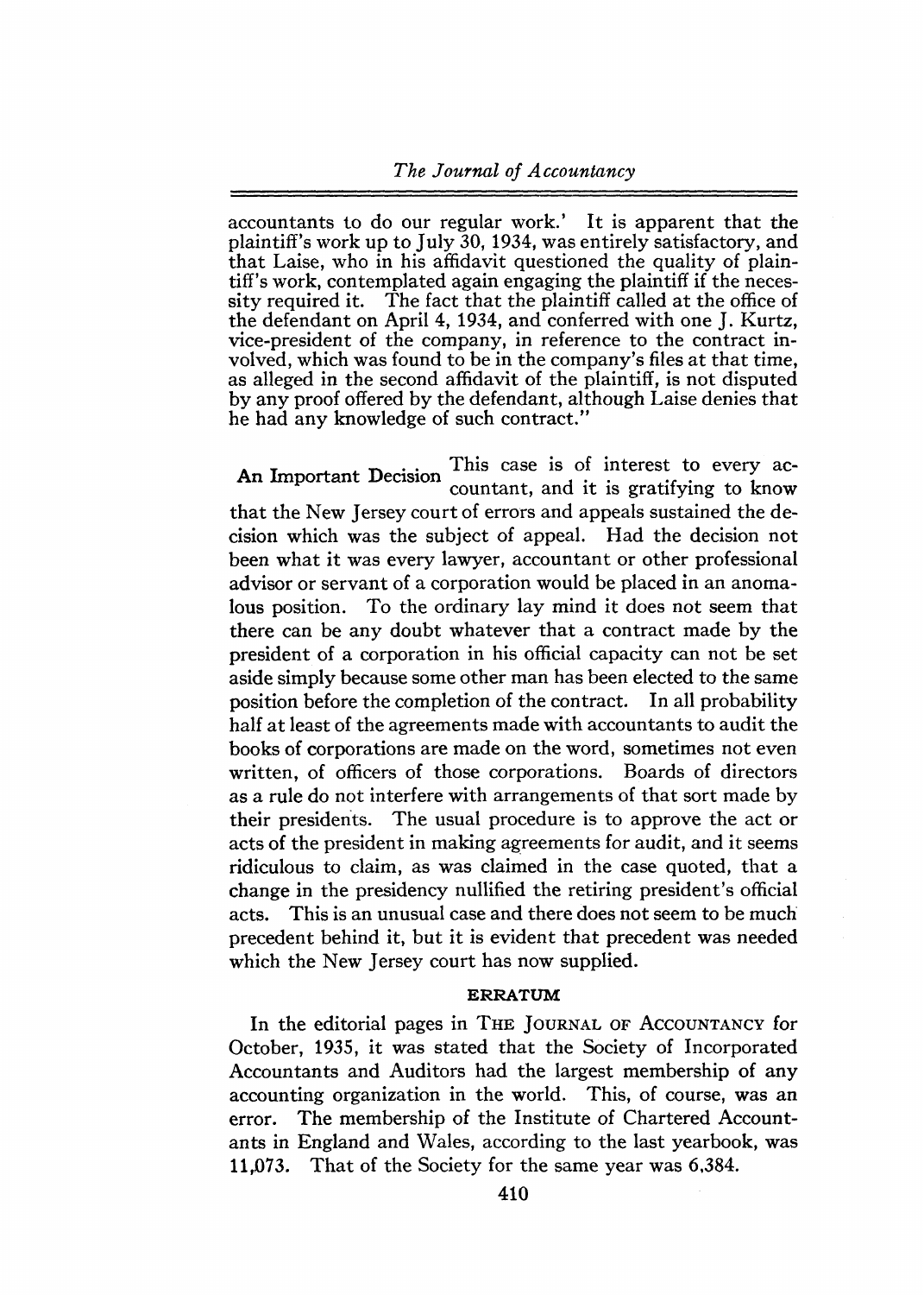accountants to do our regular work.' It is apparent that the plaintiff's work up to July 30, 1934, was entirely satisfactory, and that Laise, who in his affidavit questioned the quality of plaintiff's work, contemplated again engaging the plaintiff if the necessity required it. The fact that the plaintiff called at the office of the defendant on April 4, 1934, and conferred with one J. Kurtz, vice-president of the company, in reference to the contract involved, which was found to be in the company's files at that time, as alleged in the second affidavit of the plaintiff, is not disputed by any proof offered by the defendant, although Laise denies that he had any knowledge of such contract."

**An Important Decision** This case is of interest to every accountant, and it is gratifying to know that the New Jersey court of errors and appeals sustained the decision which was the subject of appeal. Had the decision not been what it was every lawyer, accountant or other professional advisor or servant of a corporation would be placed in an anomalous position. To the ordinary lay mind it does not seem that there can be any doubt whatever that a contract made by the president of a corporation in his official capacity can not be set aside simply because some other man has been elected to the same position before the completion of the contract. In all probability half at least of the agreements made with accountants to audit the books of corporations are made on the word, sometimes not even written, of officers of those corporations. Boards of directors as a rule do not interfere with arrangements of that sort made by their presidents. The usual procedure is to approve the act or acts of the president in making agreements for audit, and it seems ridiculous to claim, as was claimed in the case quoted, that a change in the presidency nullified the retiring president's official acts. This is an unusual case and there does not seem to be much precedent behind it, but it is evident that precedent was needed which the New Jersey court has now supplied.

## ERRATUM

In the editorial pages in The Journal of Accountancy for October, 1935, it was stated that the Society of Incorporated Accountants and Auditors had the largest membership of any accounting organization in the world. This, of course, was an error. The membership of the Institute of Chartered Accountants in England and Wales, according to the last yearbook, was 11,073. That of the Society for the same year was 6,384.